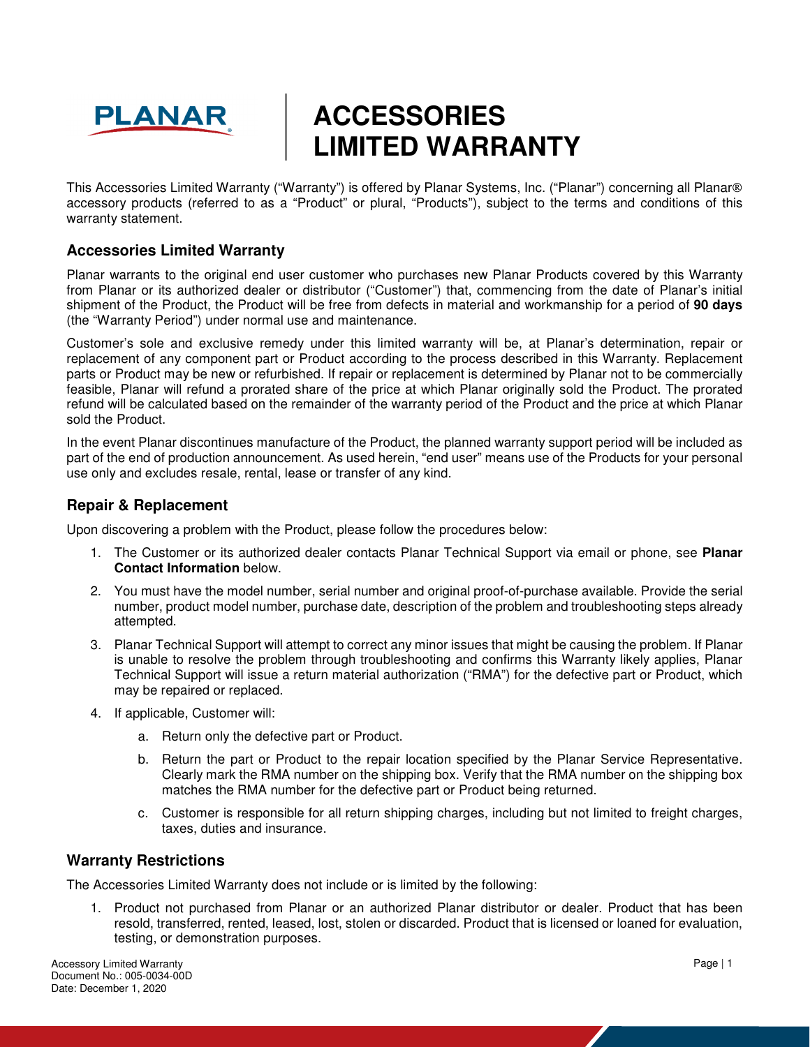# ACCESSORIES LIMITED WARRANTY

This Accessories Limited Warranty ("Warranty") is offered by Planar Systems, Inc. ("Planar") concerning all Planar® accessory products (referred to as a "Product" or plural, "Products"), subject to the terms and conditions of this warranty statement.

## Accessories Limited Warranty

Planar warrants to the original end user customer who purchases new Planar Products covered by this Warranty from Planar or its authorized dealer or distributor ("Customer") that, commencing from the date of Planar's initial shipment of the Product, the Product will be free from defects in material and workmanship for a period of **90 days** (the "Warranty Period") under normal use and maintenance.

Customer's sole and exclusive remedy under this limited warranty will be, at Planar's determination, repair or replacement of any component part or Product according to the process described in this Warranty. Replacement parts or Product may be new or refurbished. If repair or replacement is determined by Planar not to be commercially feasible, Planar will refund a prorated share of the price at which Planar originally sold the Product. The prorated refund will be calculated based on the remainder of the warranty period of the Product and the price at which Planar sold the Product.

In the event Planar discontinues manufacture of the Product, the planned warranty support period will be included as part of the end of production announcement. As used herein, "end user" means use of the Products for your personal use only and excludes resale, rental, lease or transfer of any kind.

## Repair & Replacement

Upon discovering a problem with the Product, please follow the procedures below:

1. The Customer or its authorized dealer contacts Planar Technical Support via email or phone, see **Planar Contact Information** below.
2. You must have the model number, serial number and original proof-of-purchase available. Provide the serial number, product model number, purchase date, description of the problem and troubleshooting steps already attempted.
3. Planar Technical Support will attempt to correct any minor issues that might be causing the problem. If Planar is unable to resolve the problem through troubleshooting and confirms this Warranty likely applies, Planar Technical Support will issue a return material authorization ("RMA") for the defective part or Product, which may be repaired or replaced.
4. If applicable, Customer will:
   a. Return only the defective part or Product.
   b. Return the part or Product to the repair location specified by the Planar Service Representative. Clearly mark the RMA number on the shipping box. Verify that the RMA number on the shipping box matches the RMA number for the defective part or Product being returned.
   c. Customer is responsible for all return shipping charges, including but not limited to freight charges, taxes, duties and insurance.

## Warranty Restrictions

The Accessories Limited Warranty does not include or is limited by the following:

1. Product not purchased from Planar or an authorized Planar distributor or dealer. Product that has been resold, transferred, rented, leased, lost, stolen or discarded. Product that is licensed or loaned for evaluation, testing, or demonstration purposes.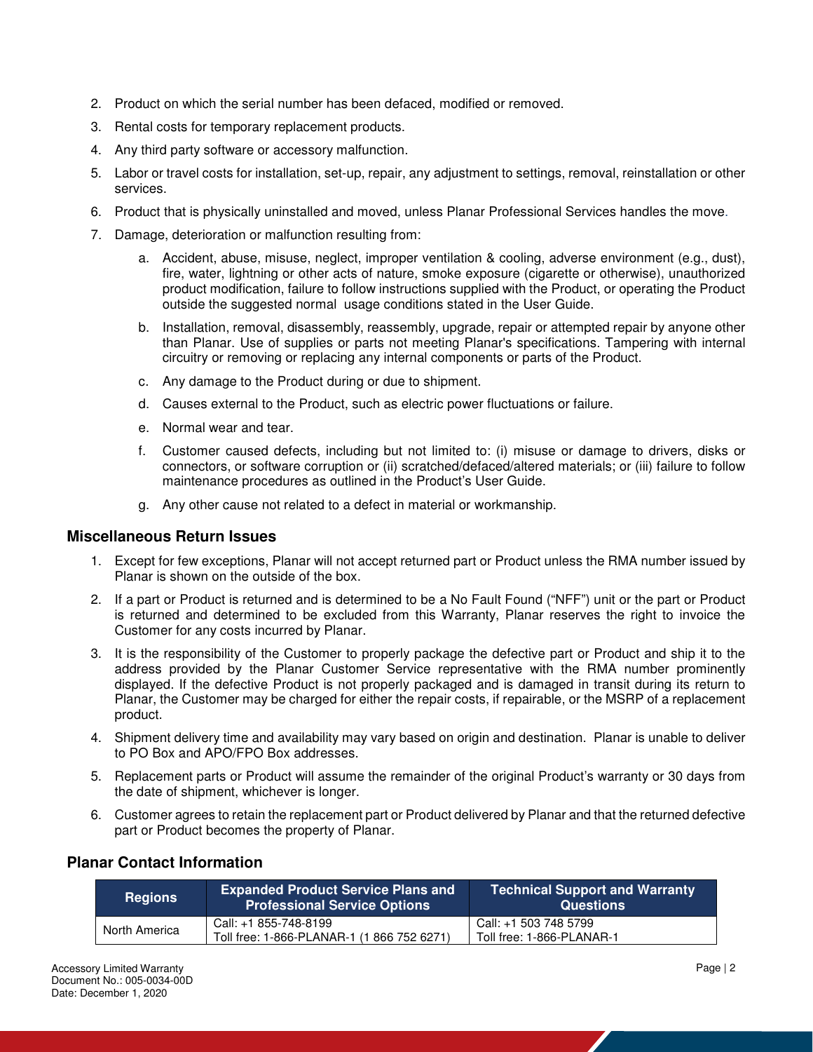2. Product on which the serial number has been defaced, modified or removed.
3. Rental costs for temporary replacement products.
4. Any third party software or accessory malfunction.
5. Labor or travel costs for installation, set-up, repair, any adjustment to settings, removal, reinstallation or other services.
6. Product that is physically uninstalled and moved, unless Planar Professional Services handles the move.
7. Damage, deterioration or malfunction resulting from:
    a. Accident, abuse, misuse, neglect, improper ventilation & cooling, adverse environment (e.g., dust), fire, water, lightning or other acts of nature, smoke exposure (cigarette or otherwise), unauthorized product modification, failure to follow instructions supplied with the Product, or operating the Product outside the suggested normal usage conditions stated in the User Guide.
    b. Installation, removal, disassembly, reassembly, upgrade, repair or attempted repair by anyone other than Planar. Use of supplies or parts not meeting Planar's specifications. Tampering with internal circuitry or removing or replacing any internal components or parts of the Product.
    c. Any damage to the Product during or due to shipment.
    d. Causes external to the Product, such as electric power fluctuations or failure.
    e. Normal wear and tear.
    f. Customer caused defects, including but not limited to: (i) misuse or damage to drivers, disks or connectors, or software corruption or (ii) scratched/defaced/altered materials; or (iii) failure to follow maintenance procedures as outlined in the Product's User Guide.
    g. Any other cause not related to a defect in material or workmanship.

## Miscellaneous Return Issues

1. Except for few exceptions, Planar will not accept returned part or Product unless the RMA number issued by Planar is shown on the outside of the box.
2. If a part or Product is returned and is determined to be a No Fault Found ("NFF") unit or the part or Product is returned and determined to be excluded from this Warranty, Planar reserves the right to invoice the Customer for any costs incurred by Planar.
3. It is the responsibility of the Customer to properly package the defective part or Product and ship it to the address provided by the Planar Customer Service representative with the RMA number prominently displayed. If the defective Product is not properly packaged and is damaged in transit during its return to Planar, the Customer may be charged for either the repair costs, if repairable, or the MSRP of a replacement product.
4. Shipment delivery time and availability may vary based on origin and destination. Planar is unable to deliver to PO Box and APO/FPO Box addresses.
5. Replacement parts or Product will assume the remainder of the original Product's warranty or 30 days from the date of shipment, whichever is longer.
6. Customer agrees to retain the replacement part or Product delivered by Planar and that the returned defective part or Product becomes the property of Planar.

## Planar Contact Information

| Regions | Expanded Product Service Plans and Professional Service Options | Technical Support and Warranty Questions |
|---|---|---|
| North America | Call: +1 855-748-8199<br>Toll free: 1-866-PLANAR-1 (1 866 752 6271) | Call: +1 503 748 5799<br>Toll free: 1-866-PLANAR-1 |

Accessory Limited Warranty
Document No.: 005-0034-00D
Date: December 1, 2020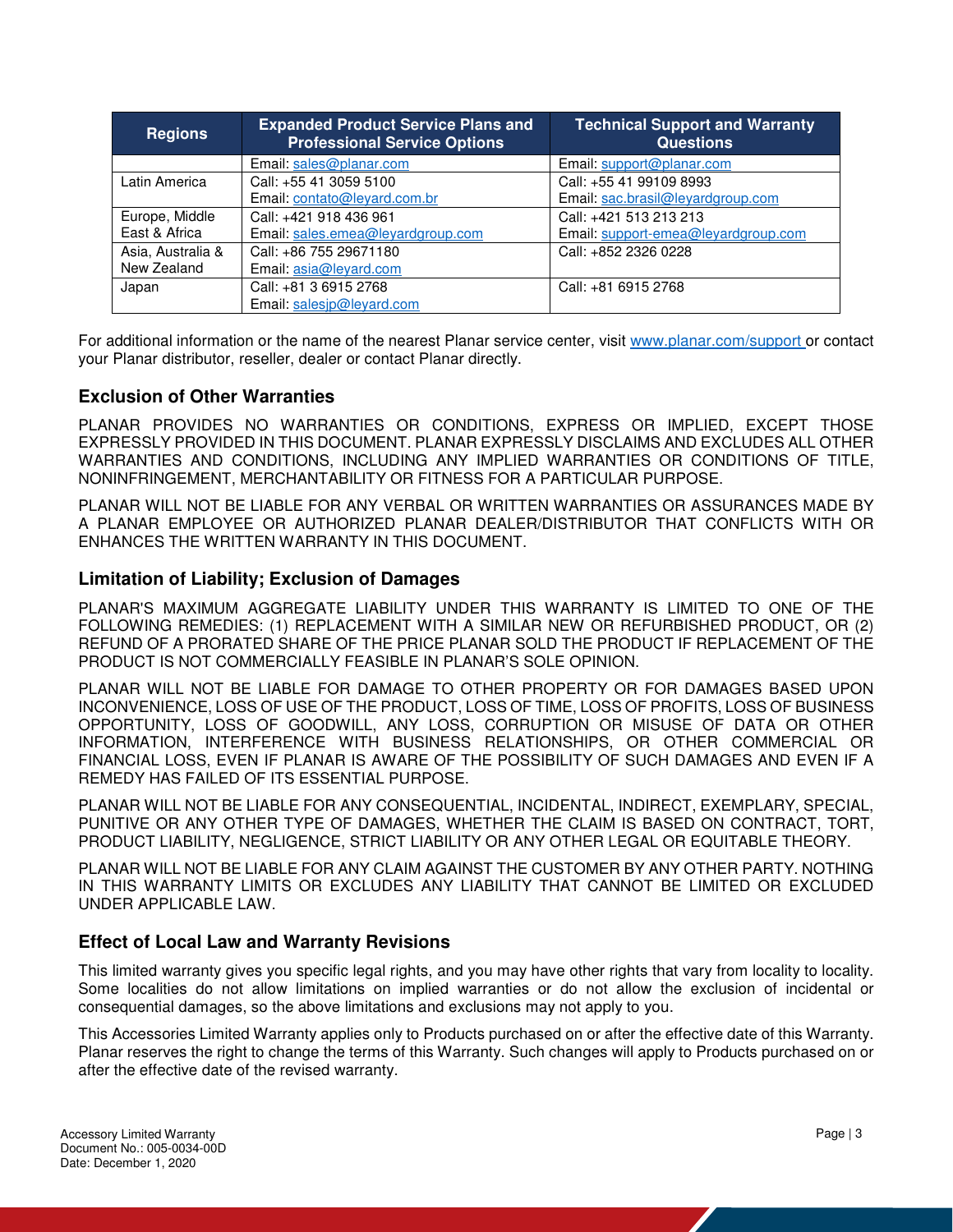| Regions | Expanded Product Service Plans and Professional Service Options | Technical Support and Warranty Questions |
|---|---|---|
| | Email: sales@planar.com | Email: support@planar.com |
| Latin America | Call: +55 41 3059 5100<br>Email: contato@leyard.com.br | Call: +55 41 99109 8993<br>Email: sac.brasil@leyardgroup.com |
| Europe, Middle East & Africa | Call: +421 918 436 961<br>Email: sales.emea@leyardgroup.com | Call: +421 513 213 213<br>Email: support-emea@leyardgroup.com |
| Asia, Australia & New Zealand | Call: +86 755 29671180<br>Email: asia@leyard.com | Call: +852 2326 0228 |
| Japan | Call: +81 3 6915 2768<br>Email: salesjp@leyard.com | Call: +81 6915 2768 |

For additional information or the name of the nearest Planar service center, visit www.planar.com/support or contact your Planar distributor, reseller, dealer or contact Planar directly.

### Exclusion of Other Warranties

PLANAR PROVIDES NO WARRANTIES OR CONDITIONS, EXPRESS OR IMPLIED, EXCEPT THOSE EXPRESSLY PROVIDED IN THIS DOCUMENT. PLANAR EXPRESSLY DISCLAIMS AND EXCLUDES ALL OTHER WARRANTIES AND CONDITIONS, INCLUDING ANY IMPLIED WARRANTIES OR CONDITIONS OF TITLE, NONINFRINGEMENT, MERCHANTABILITY OR FITNESS FOR A PARTICULAR PURPOSE.

PLANAR WILL NOT BE LIABLE FOR ANY VERBAL OR WRITTEN WARRANTIES OR ASSURANCES MADE BY A PLANAR EMPLOYEE OR AUTHORIZED PLANAR DEALER/DISTRIBUTOR THAT CONFLICTS WITH OR ENHANCES THE WRITTEN WARRANTY IN THIS DOCUMENT.

### Limitation of Liability; Exclusion of Damages

PLANAR'S MAXIMUM AGGREGATE LIABILITY UNDER THIS WARRANTY IS LIMITED TO ONE OF THE FOLLOWING REMEDIES: (1) REPLACEMENT WITH A SIMILAR NEW OR REFURBISHED PRODUCT, OR (2) REFUND OF A PRORATED SHARE OF THE PRICE PLANAR SOLD THE PRODUCT IF REPLACEMENT OF THE PRODUCT IS NOT COMMERCIALLY FEASIBLE IN PLANAR'S SOLE OPINION.

PLANAR WILL NOT BE LIABLE FOR DAMAGE TO OTHER PROPERTY OR FOR DAMAGES BASED UPON INCONVENIENCE, LOSS OF USE OF THE PRODUCT, LOSS OF TIME, LOSS OF PROFITS, LOSS OF BUSINESS OPPORTUNITY, LOSS OF GOODWILL, ANY LOSS, CORRUPTION OR MISUSE OF DATA OR OTHER INFORMATION, INTERFERENCE WITH BUSINESS RELATIONSHIPS, OR OTHER COMMERCIAL OR FINANCIAL LOSS, EVEN IF PLANAR IS AWARE OF THE POSSIBILITY OF SUCH DAMAGES AND EVEN IF A REMEDY HAS FAILED OF ITS ESSENTIAL PURPOSE.

PLANAR WILL NOT BE LIABLE FOR ANY CONSEQUENTIAL, INCIDENTAL, INDIRECT, EXEMPLARY, SPECIAL, PUNITIVE OR ANY OTHER TYPE OF DAMAGES, WHETHER THE CLAIM IS BASED ON CONTRACT, TORT, PRODUCT LIABILITY, NEGLIGENCE, STRICT LIABILITY OR ANY OTHER LEGAL OR EQUITABLE THEORY.

PLANAR WILL NOT BE LIABLE FOR ANY CLAIM AGAINST THE CUSTOMER BY ANY OTHER PARTY. NOTHING IN THIS WARRANTY LIMITS OR EXCLUDES ANY LIABILITY THAT CANNOT BE LIMITED OR EXCLUDED UNDER APPLICABLE LAW.

### Effect of Local Law and Warranty Revisions

This limited warranty gives you specific legal rights, and you may have other rights that vary from locality to locality. Some localities do not allow limitations on implied warranties or do not allow the exclusion of incidental or consequential damages, so the above limitations and exclusions may not apply to you.

This Accessories Limited Warranty applies only to Products purchased on or after the effective date of this Warranty. Planar reserves the right to change the terms of this Warranty. Such changes will apply to Products purchased on or after the effective date of the revised warranty.